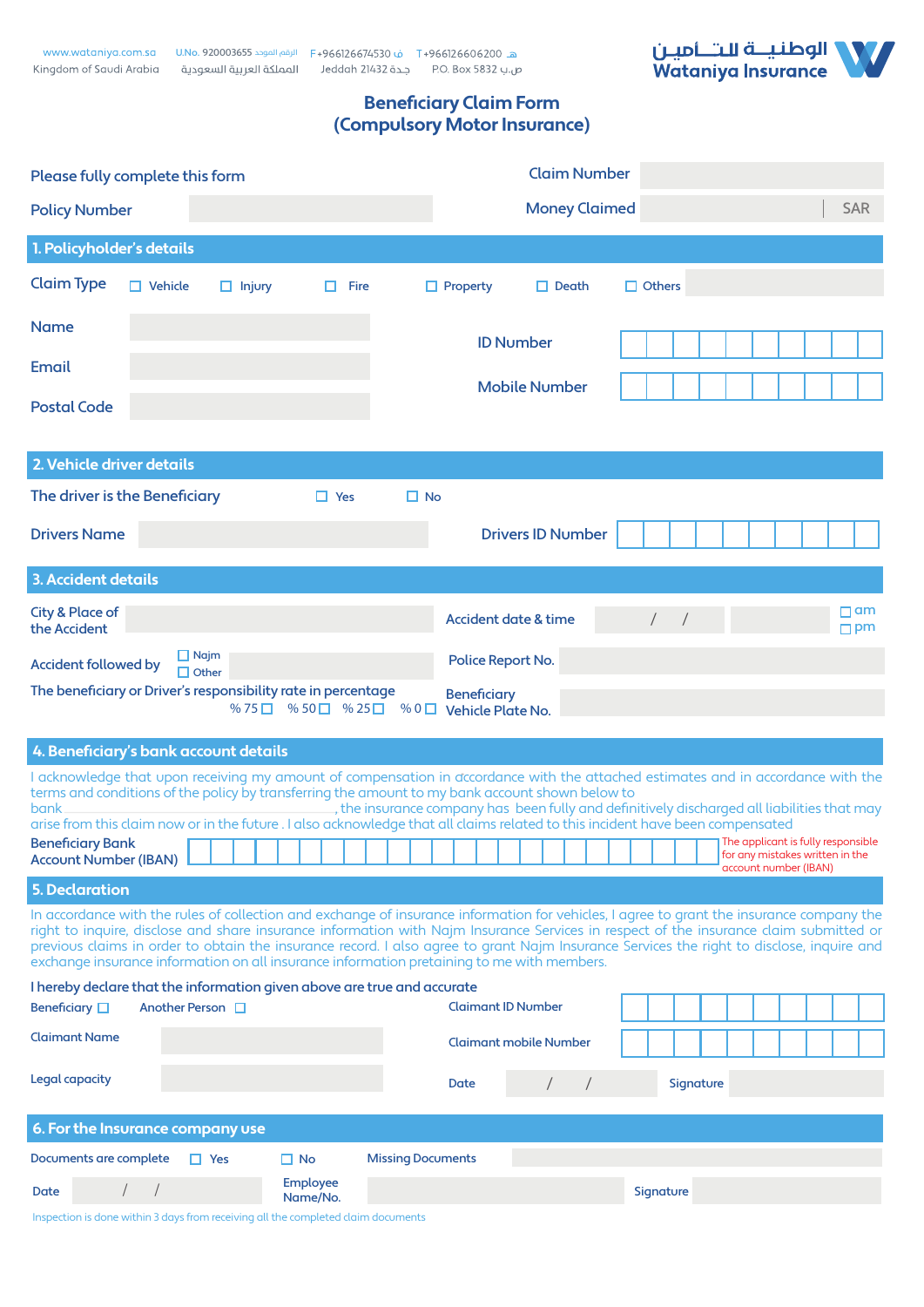www.wataniya.com.sa U.No. 920003655 الرقم الموحد F +966126674530 ف T +966126606200 هـ
Kingdom of Saudi Arabia المملكة العربية السعودية Jeddah 21432 جدة P.O. Box 5832 ص.ب

الوطنية للتأمين
Wataniya Insurance

# Beneficiary Claim Form
# (Compulsory Motor Insurance)

Please fully complete this form

Claim Number

Policy Number

Money Claimed SAR

## 1. Policyholder's details

Claim Type ☐ Vehicle ☐ Injury ☐ Fire ☐ Property ☐ Death ☐ Others

Name

Email

Postal Code

ID Number

Mobile Number

## 2. Vehicle driver details

The driver is the Beneficiary ☐ Yes ☐ No

Drivers Name

Drivers ID Number

## 3. Accident details

City & Place of the Accident

Accident date & time / / ☐ am ☐ pm

Accident followed by ☐ Najm ☐ Other

Police Report No.

The beneficiary or Driver's responsibility rate in percentage
% 75 ☐ % 50 ☐ % 25 ☐ % 0 ☐

Beneficiary Vehicle Plate No.

## 4. Beneficiary's bank account details

I acknowledge that upon receiving my amount of compensation in accordance with the attached estimates and in accordance with the terms and conditions of the policy by transferring the amount to my bank account shown below to bank ______________, the insurance company has been fully and definitively discharged all liabilities that may arise from this claim now or in the future . I also acknowledge that all claims related to this incident have been compensated

Beneficiary Bank Account Number (IBAN)

The applicant is fully responsible for any mistakes written in the account number (IBAN)

## 5. Declaration

In accordance with the rules of collection and exchange of insurance information for vehicles, I agree to grant the insurance company the right to inquire, disclose and share insurance information with Najm Insurance Services in respect of the insurance claim submitted or previous claims in order to obtain the insurance record. I also agree to grant Najm Insurance Services the right to disclose, inquire and exchange insurance information on all insurance information pretaining to me with members.

I hereby declare that the information given above are true and accurate

Beneficiary ☐ Another Person ☐

Claimant ID Number

Claimant Name

Claimant mobile Number

Legal capacity

Date / / Signature

## 6. For the Insurance company use

Documents are complete ☐ Yes ☐ No Missing Documents

Date / / Employee Name/No. Signature

Inspection is done within 3 days from receiving all the completed claim documents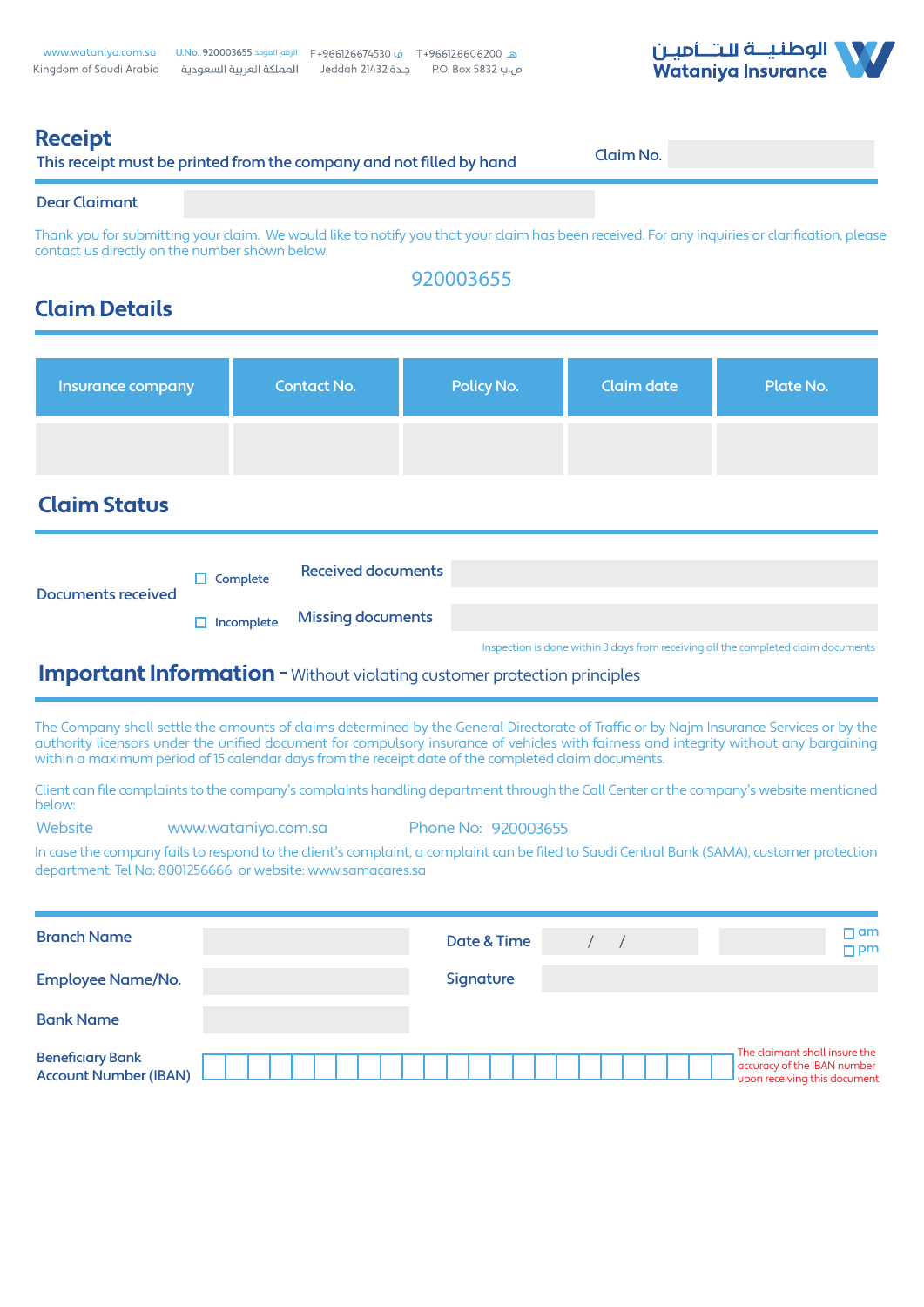www.wataniya.com.sa U.No. 920003655 الرقم الموحد F +966126674530 ف T +966126606200 هـ
Kingdom of Saudi Arabia المملكة العربية السعودية Jeddah 21432 جدة P.O. Box 5832 ص.ب

الوطنية للتأمين
Wataniya Insurance

# Receipt

This receipt must be printed from the company and not filled by hand

Claim No.

Dear Claimant

Thank you for submitting your claim. We would like to notify you that your claim has been received. For any inquiries or clarification, please contact us directly on the number shown below.

920003655

## Claim Details

| Insurance company | Contact No. | Policy No. | Claim date | Plate No. |
|---|---|---|---|---|
| | | | | |

## Claim Status

Documents received

- ☐ Complete — Received documents
- ☐ Incomplete — Missing documents

Inspection is done within 3 days from receiving all the completed claim documents

## Important Information - Without violating customer protection principles

The Company shall settle the amounts of claims determined by the General Directorate of Traffic or by Najm Insurance Services or by the authority licensors under the unified document for compulsory insurance of vehicles with fairness and integrity without any bargaining within a maximum period of 15 calendar days from the receipt date of the completed claim documents.

Client can file complaints to the company's complaints handling department through the Call Center or the company's website mentioned below:

Website www.wataniya.com.sa Phone No: 920003655

In case the company fails to respond to the client's complaint, a complaint can be filed to Saudi Central Bank (SAMA), customer protection department: Tel No: 8001256666 or website: www.samacares.sa

Branch Name

Date & Time  /  /  ☐ am ☐ pm

Employee Name/No.

Signature

Bank Name

Beneficiary Bank Account Number (IBAN)

The claimant shall insure the accuracy of the IBAN number upon receiving this document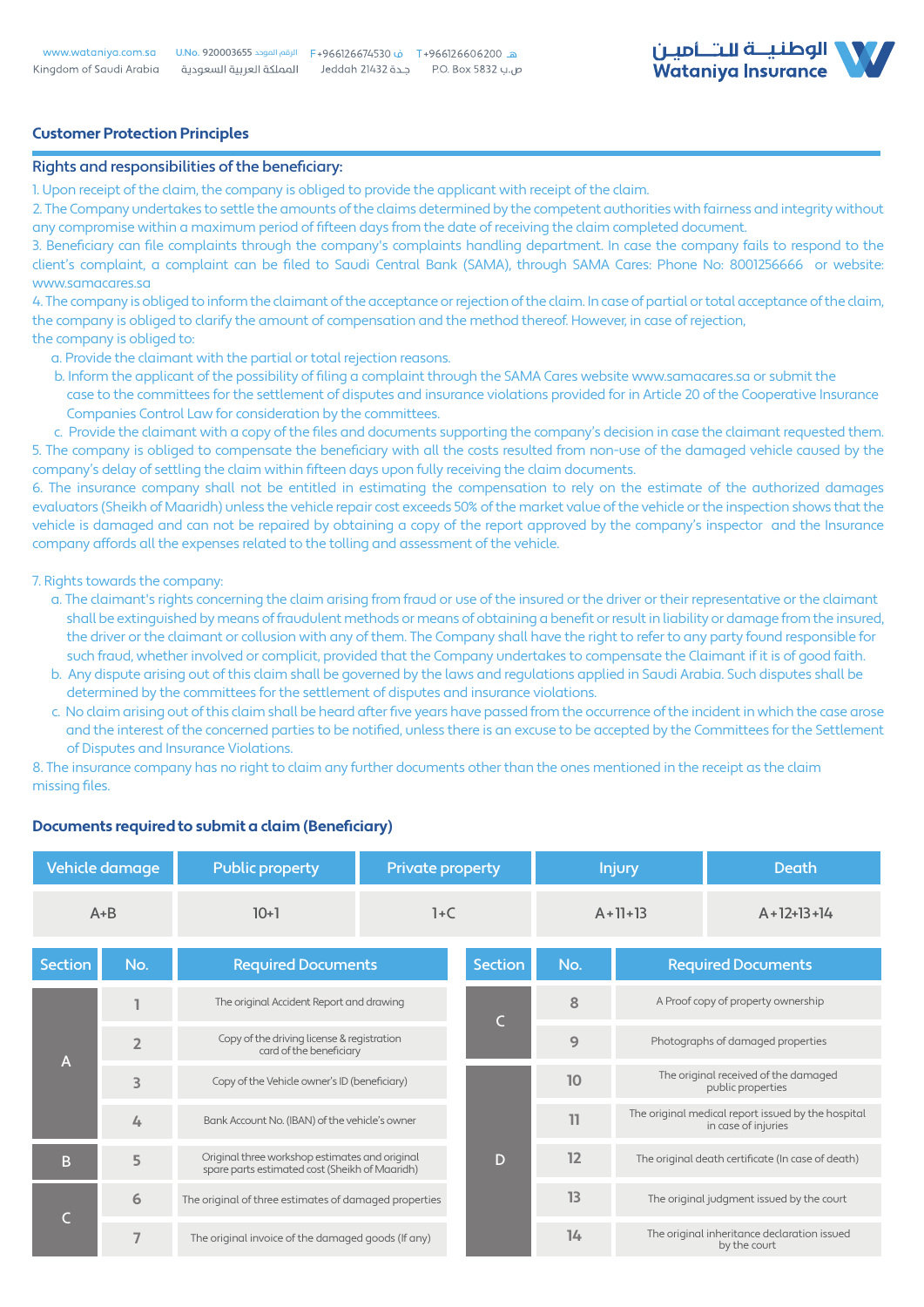## Customer Protection Principles

### Rights and responsibilities of the beneficiary:

1. Upon receipt of the claim, the company is obliged to provide the applicant with receipt of the claim.
2. The Company undertakes to settle the amounts of the claims determined by the competent authorities with fairness and integrity without any compromise within a maximum period of fifteen days from the date of receiving the claim completed document.
3. Beneficiary can file complaints through the company's complaints handling department. In case the company fails to respond to the client's complaint, a complaint can be filed to Saudi Central Bank (SAMA), through SAMA Cares: Phone No: 8001256666 or website: www.samacares.sa
4. The company is obliged to inform the claimant of the acceptance or rejection of the claim. In case of partial or total acceptance of the claim, the company is obliged to clarify the amount of compensation and the method thereof. However, in case of rejection, the company is obliged to:
   a. Provide the claimant with the partial or total rejection reasons.
   b. Inform the applicant of the possibility of filing a complaint through the SAMA Cares website www.samacares.sa or submit the case to the committees for the settlement of disputes and insurance violations provided for in Article 20 of the Cooperative Insurance Companies Control Law for consideration by the committees.
   c. Provide the claimant with a copy of the files and documents supporting the company's decision in case the claimant requested them.
5. The company is obliged to compensate the beneficiary with all the costs resulted from non-use of the damaged vehicle caused by the company's delay of settling the claim within fifteen days upon fully receiving the claim documents.
6. The insurance company shall not be entitled in estimating the compensation to rely on the estimate of the authorized damages evaluators (Sheikh of Maaridh) unless the vehicle repair cost exceeds 50% of the market value of the vehicle or the inspection shows that the vehicle is damaged and can not be repaired by obtaining a copy of the report approved by the company's inspector and the Insurance company affords all the expenses related to the tolling and assessment of the vehicle.

7. Rights towards the company:
   a. The claimant's rights concerning the claim arising from fraud or use of the insured or the driver or their representative or the claimant shall be extinguished by means of fraudulent methods or means of obtaining a benefit or result in liability or damage from the insured, the driver or the claimant or collusion with any of them. The Company shall have the right to refer to any party found responsible for such fraud, whether involved or complicit, provided that the Company undertakes to compensate the Claimant if it is of good faith.
   b. Any dispute arising out of this claim shall be governed by the laws and regulations applied in Saudi Arabia. Such disputes shall be determined by the committees for the settlement of disputes and insurance violations.
   c. No claim arising out of this claim shall be heard after five years have passed from the occurrence of the incident in which the case arose and the interest of the concerned parties to be notified, unless there is an excuse to be accepted by the Committees for the Settlement of Disputes and Insurance Violations.
8. The insurance company has no right to claim any further documents other than the ones mentioned in the receipt as the claim missing files.

### Documents required to submit a claim (Beneficiary)

| Vehicle damage | Public property | Private property | Injury | Death |
|---|---|---|---|---|
| A+B | 10+1 | 1+C | A+11+13 | A+12+13+14 |

| Section | No. | Required Documents |
|---|---|---|
| A | 1 | The original Accident Report and drawing |
| A | 2 | Copy of the driving license & registration card of the beneficiary |
| A | 3 | Copy of the Vehicle owner's ID (beneficiary) |
| A | 4 | Bank Account No. (IBAN) of the vehicle's owner |
| B | 5 | Original three workshop estimates and original spare parts estimated cost (Sheikh of Maaridh) |
| C | 6 | The original of three estimates of damaged properties |
| C | 7 | The original invoice of the damaged goods (If any) |
| C | 8 | A Proof copy of property ownership |
| C | 9 | Photographs of damaged properties |
| D | 10 | The original received of the damaged public properties |
| D | 11 | The original medical report issued by the hospital in case of injuries |
| D | 12 | The original death certificate (In case of death) |
| D | 13 | The original judgment issued by the court |
| D | 14 | The original inheritance declaration issued by the court |